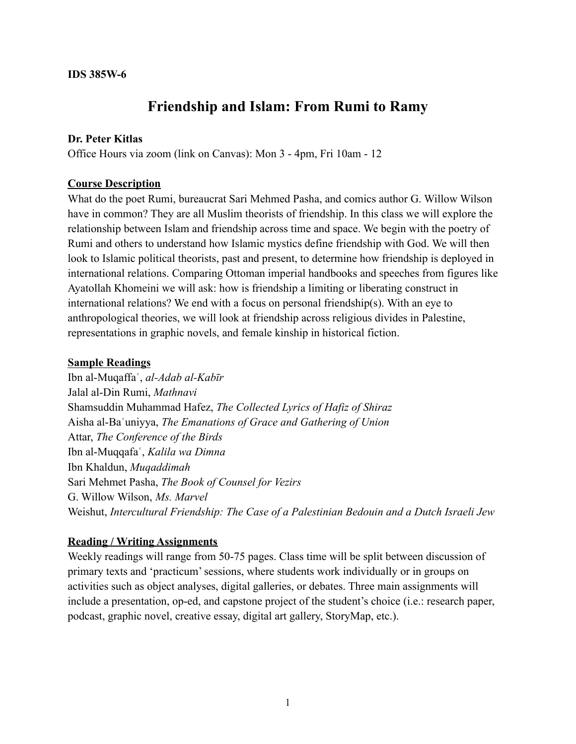**IDS 385W-6**

# Friendship and Islam: From Rumi to Ramy

**Dr. Peter Kitlas**

Office Hours via zoom (link on Canvas): Mon 3 - 4pm, Fri 10am - 12

## Course Description

What do the poet Rumi, bureaucrat Sari Mehmed Pasha, and comics author G. Willow Wilson have in common? They are all Muslim theorists of friendship. In this class we will explore the relationship between Islam and friendship across time and space. We begin with the poetry of Rumi and others to understand how Islamic mystics define friendship with God. We will then look to Islamic political theorists, past and present, to determine how friendship is deployed in international relations. Comparing Ottoman imperial handbooks and speeches from figures like Ayatollah Khomeini we will ask: how is friendship a limiting or liberating construct in international relations? We end with a focus on personal friendship(s). With an eye to anthropological theories, we will look at friendship across religious divides in Palestine, representations in graphic novels, and female kinship in historical fiction.

## Sample Readings

Ibn al-Muqaffaʿ, *al-Adab al-Kabīr*
Jalal al-Din Rumi, *Mathnavi*
Shamsuddin Muhammad Hafez, *The Collected Lyrics of Hafiz of Shiraz*
Aisha al-Baʿuniyya, *The Emanations of Grace and Gathering of Union*
Attar, *The Conference of the Birds*
Ibn al-Muqqafaʿ, *Kalila wa Dimna*
Ibn Khaldun, *Muqaddimah*
Sari Mehmet Pasha, *The Book of Counsel for Vezirs*
G. Willow Wilson, *Ms. Marvel*
Weishut, *Intercultural Friendship: The Case of a Palestinian Bedouin and a Dutch Israeli Jew*

## Reading / Writing Assignments

Weekly readings will range from 50-75 pages. Class time will be split between discussion of primary texts and 'practicum' sessions, where students work individually or in groups on activities such as object analyses, digital galleries, or debates. Three main assignments will include a presentation, op-ed, and capstone project of the student's choice (i.e.: research paper, podcast, graphic novel, creative essay, digital art gallery, StoryMap, etc.).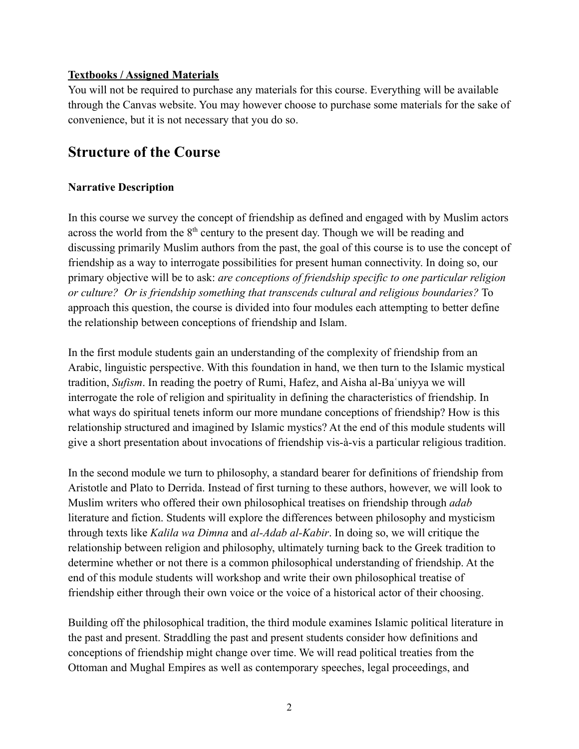**Textbooks / Assigned Materials**

You will not be required to purchase any materials for this course. Everything will be available through the Canvas website. You may however choose to purchase some materials for the sake of convenience, but it is not necessary that you do so.

## Structure of the Course

### Narrative Description

In this course we survey the concept of friendship as defined and engaged with by Muslim actors across the world from the 8th century to the present day. Though we will be reading and discussing primarily Muslim authors from the past, the goal of this course is to use the concept of friendship as a way to interrogate possibilities for present human connectivity. In doing so, our primary objective will be to ask: *are conceptions of friendship specific to one particular religion or culture? Or is friendship something that transcends cultural and religious boundaries?* To approach this question, the course is divided into four modules each attempting to better define the relationship between conceptions of friendship and Islam.

In the first module students gain an understanding of the complexity of friendship from an Arabic, linguistic perspective. With this foundation in hand, we then turn to the Islamic mystical tradition, *Sufism*. In reading the poetry of Rumi, Hafez, and Aisha al-Baʿuniyya we will interrogate the role of religion and spirituality in defining the characteristics of friendship. In what ways do spiritual tenets inform our more mundane conceptions of friendship? How is this relationship structured and imagined by Islamic mystics? At the end of this module students will give a short presentation about invocations of friendship vis-à-vis a particular religious tradition.

In the second module we turn to philosophy, a standard bearer for definitions of friendship from Aristotle and Plato to Derrida. Instead of first turning to these authors, however, we will look to Muslim writers who offered their own philosophical treatises on friendship through *adab* literature and fiction. Students will explore the differences between philosophy and mysticism through texts like *Kalila wa Dimna* and *al-Adab al-Kabir*. In doing so, we will critique the relationship between religion and philosophy, ultimately turning back to the Greek tradition to determine whether or not there is a common philosophical understanding of friendship. At the end of this module students will workshop and write their own philosophical treatise of friendship either through their own voice or the voice of a historical actor of their choosing.

Building off the philosophical tradition, the third module examines Islamic political literature in the past and present. Straddling the past and present students consider how definitions and conceptions of friendship might change over time. We will read political treaties from the Ottoman and Mughal Empires as well as contemporary speeches, legal proceedings, and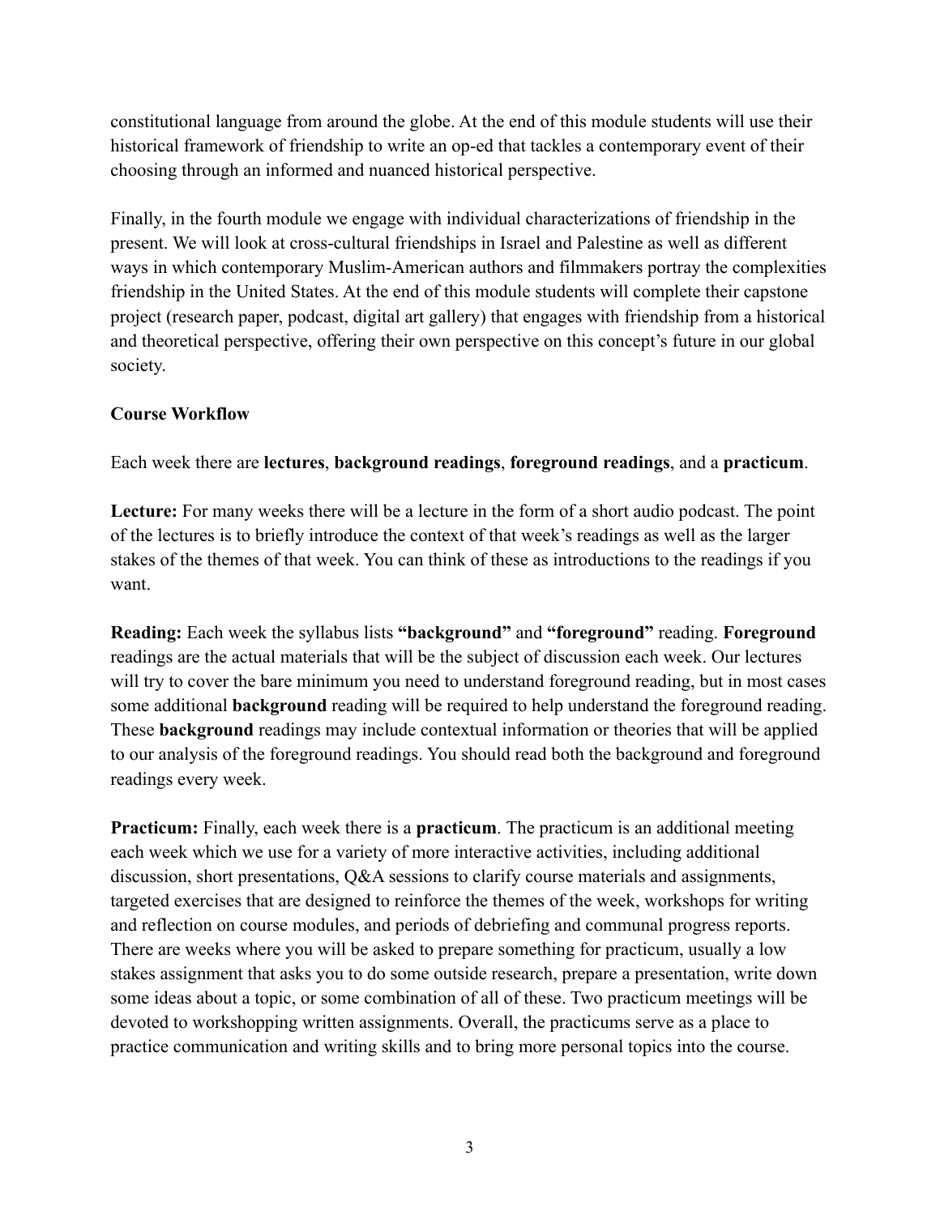constitutional language from around the globe. At the end of this module students will use their historical framework of friendship to write an op-ed that tackles a contemporary event of their choosing through an informed and nuanced historical perspective.

Finally, in the fourth module we engage with individual characterizations of friendship in the present. We will look at cross-cultural friendships in Israel and Palestine as well as different ways in which contemporary Muslim-American authors and filmmakers portray the complexities friendship in the United States. At the end of this module students will complete their capstone project (research paper, podcast, digital art gallery) that engages with friendship from a historical and theoretical perspective, offering their own perspective on this concept's future in our global society.

**Course Workflow**

Each week there are **lectures**, **background readings**, **foreground readings**, and a **practicum**.

**Lecture:** For many weeks there will be a lecture in the form of a short audio podcast. The point of the lectures is to briefly introduce the context of that week's readings as well as the larger stakes of the themes of that week. You can think of these as introductions to the readings if you want.

**Reading:** Each week the syllabus lists **"background"** and **"foreground"** reading. **Foreground** readings are the actual materials that will be the subject of discussion each week. Our lectures will try to cover the bare minimum you need to understand foreground reading, but in most cases some additional **background** reading will be required to help understand the foreground reading. These **background** readings may include contextual information or theories that will be applied to our analysis of the foreground readings. You should read both the background and foreground readings every week.

**Practicum:** Finally, each week there is a **practicum**. The practicum is an additional meeting each week which we use for a variety of more interactive activities, including additional discussion, short presentations, Q&A sessions to clarify course materials and assignments, targeted exercises that are designed to reinforce the themes of the week, workshops for writing and reflection on course modules, and periods of debriefing and communal progress reports. There are weeks where you will be asked to prepare something for practicum, usually a low stakes assignment that asks you to do some outside research, prepare a presentation, write down some ideas about a topic, or some combination of all of these. Two practicum meetings will be devoted to workshopping written assignments. Overall, the practicums serve as a place to practice communication and writing skills and to bring more personal topics into the course.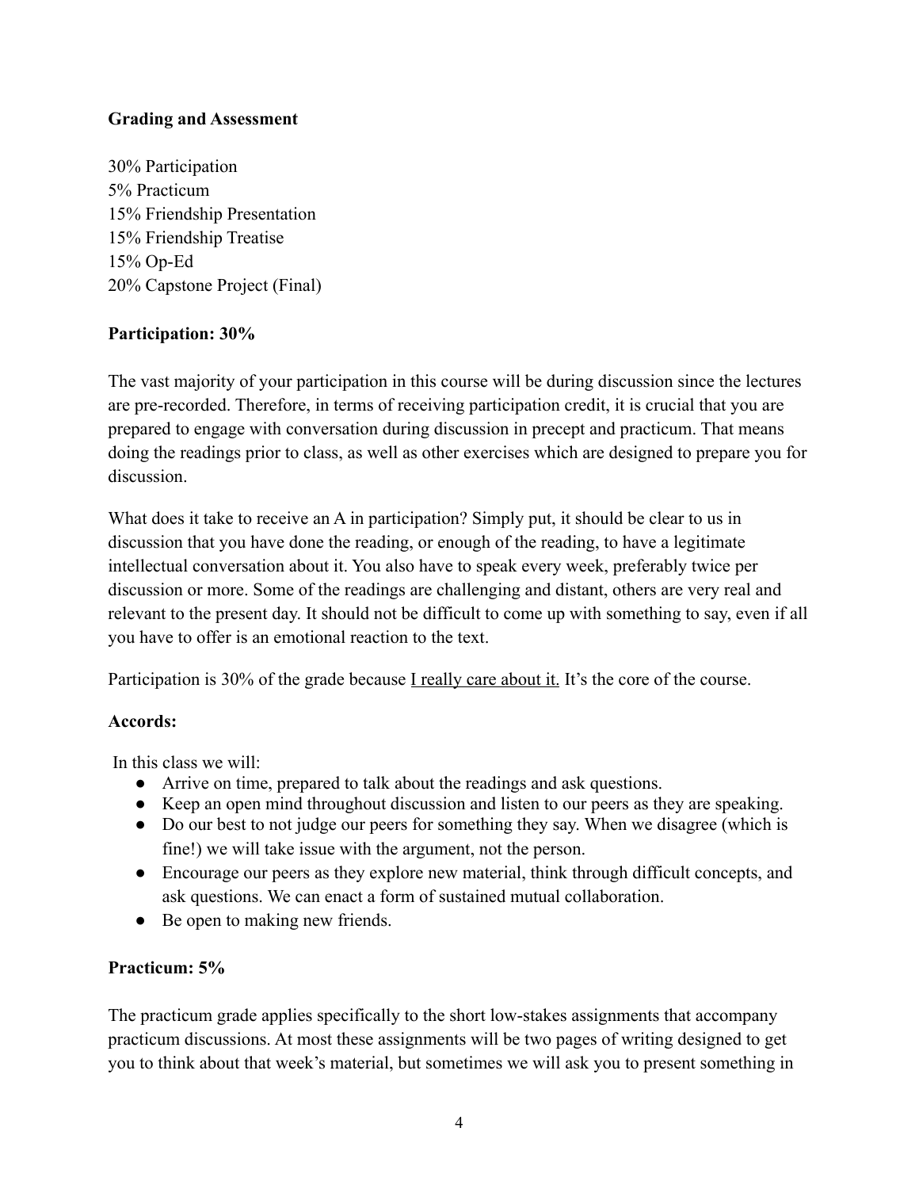**Grading and Assessment**

30% Participation
5% Practicum
15% Friendship Presentation
15% Friendship Treatise
15% Op-Ed
20% Capstone Project (Final)

**Participation: 30%**

The vast majority of your participation in this course will be during discussion since the lectures are pre-recorded. Therefore, in terms of receiving participation credit, it is crucial that you are prepared to engage with conversation during discussion in precept and practicum. That means doing the readings prior to class, as well as other exercises which are designed to prepare you for discussion.

What does it take to receive an A in participation? Simply put, it should be clear to us in discussion that you have done the reading, or enough of the reading, to have a legitimate intellectual conversation about it. You also have to speak every week, preferably twice per discussion or more. Some of the readings are challenging and distant, others are very real and relevant to the present day. It should not be difficult to come up with something to say, even if all you have to offer is an emotional reaction to the text.

Participation is 30% of the grade because <u>I really care about it.</u> It's the core of the course.

**Accords:**

In this class we will:

- Arrive on time, prepared to talk about the readings and ask questions.
- Keep an open mind throughout discussion and listen to our peers as they are speaking.
- Do our best to not judge our peers for something they say. When we disagree (which is fine!) we will take issue with the argument, not the person.
- Encourage our peers as they explore new material, think through difficult concepts, and ask questions. We can enact a form of sustained mutual collaboration.
- Be open to making new friends.

**Practicum: 5%**

The practicum grade applies specifically to the short low-stakes assignments that accompany practicum discussions. At most these assignments will be two pages of writing designed to get you to think about that week's material, but sometimes we will ask you to present something in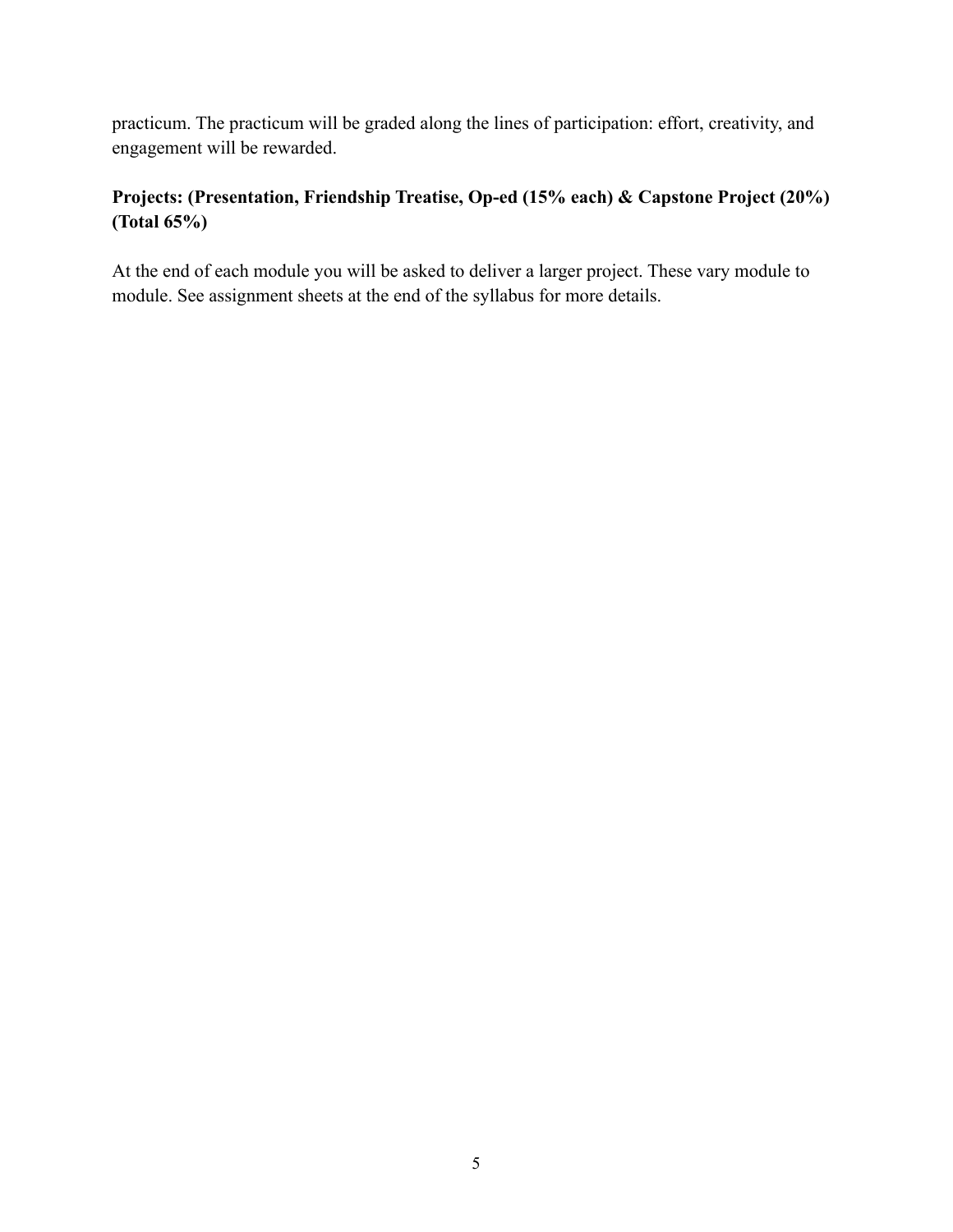practicum. The practicum will be graded along the lines of participation: effort, creativity, and engagement will be rewarded.

**Projects: (Presentation, Friendship Treatise, Op-ed (15% each) & Capstone Project (20%) (Total 65%)**

At the end of each module you will be asked to deliver a larger project. These vary module to module. See assignment sheets at the end of the syllabus for more details.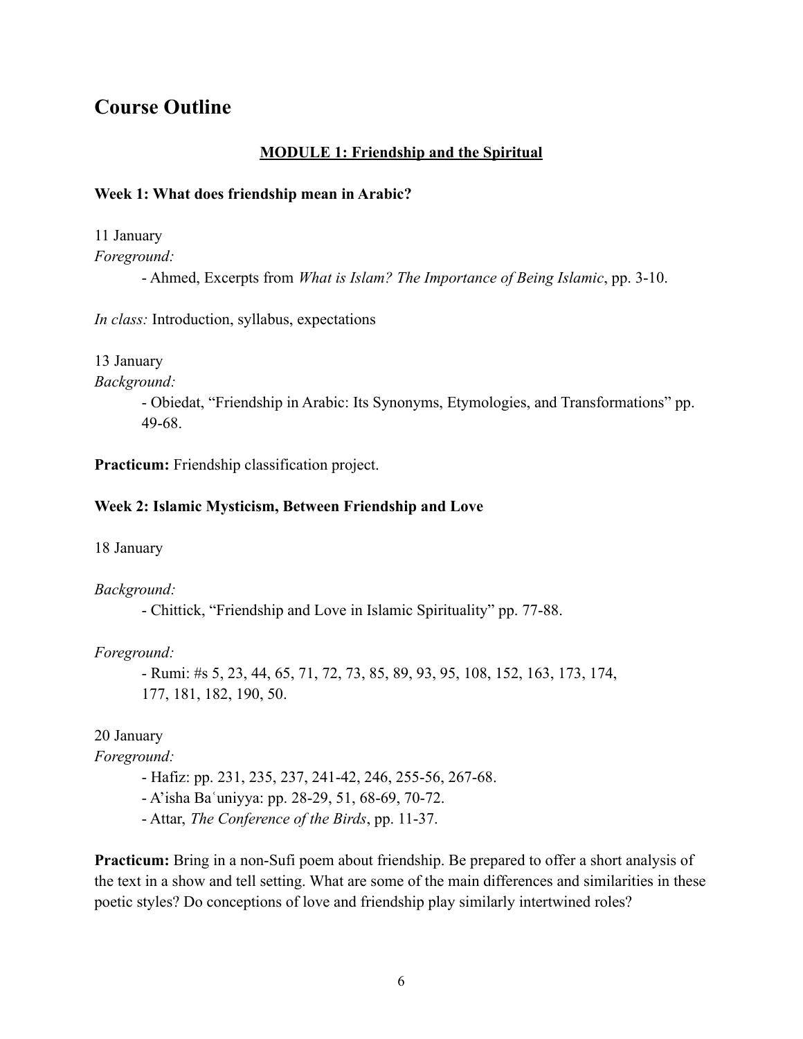## Course Outline

### MODULE 1: Friendship and the Spiritual

**Week 1: What does friendship mean in Arabic?**

11 January

*Foreground:*

- Ahmed, Excerpts from *What is Islam? The Importance of Being Islamic*, pp. 3-10.

*In class:* Introduction, syllabus, expectations

13 January

*Background:*

- Obiedat, "Friendship in Arabic: Its Synonyms, Etymologies, and Transformations" pp. 49-68.

**Practicum:** Friendship classification project.

**Week 2: Islamic Mysticism, Between Friendship and Love**

18 January

*Background:*

- Chittick, "Friendship and Love in Islamic Spirituality" pp. 77-88.

*Foreground:*

- Rumi: #s 5, 23, 44, 65, 71, 72, 73, 85, 89, 93, 95, 108, 152, 163, 173, 174, 177, 181, 182, 190, 50.

20 January

*Foreground:*

- Hafiz: pp. 231, 235, 237, 241-42, 246, 255-56, 267-68.
- A'isha Baʿuniyya: pp. 28-29, 51, 68-69, 70-72.
- Attar, *The Conference of the Birds*, pp. 11-37.

**Practicum:** Bring in a non-Sufi poem about friendship. Be prepared to offer a short analysis of the text in a show and tell setting. What are some of the main differences and similarities in these poetic styles? Do conceptions of love and friendship play similarly intertwined roles?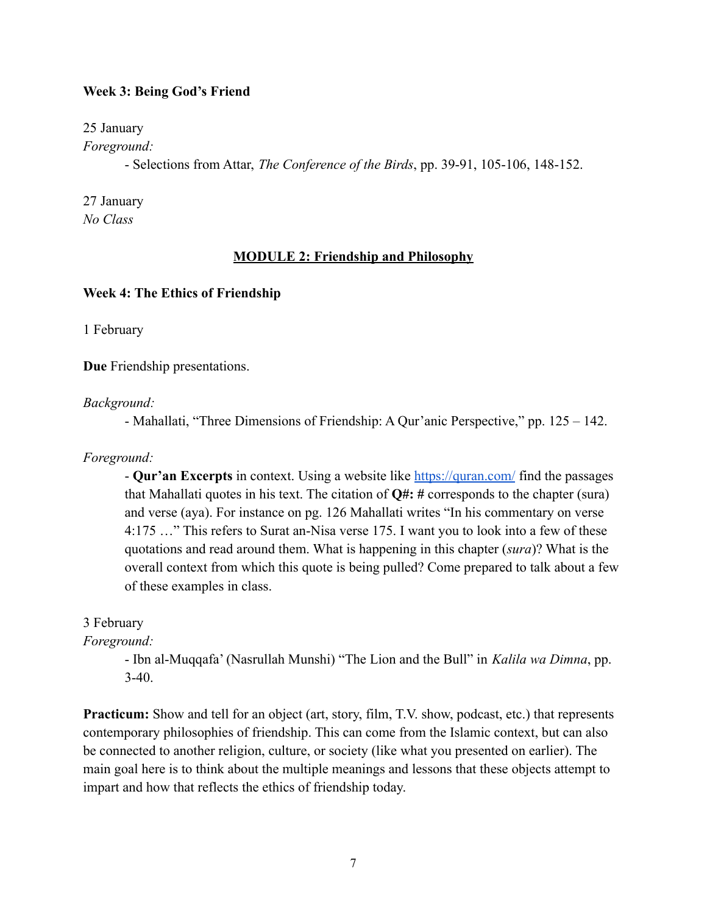**Week 3: Being God's Friend**

25 January

*Foreground:*

- Selections from Attar, *The Conference of the Birds*, pp. 39-91, 105-106, 148-152.

27 January

*No Class*

## MODULE 2: Friendship and Philosophy

**Week 4: The Ethics of Friendship**

1 February

**Due** Friendship presentations.

*Background:*

- Mahallati, "Three Dimensions of Friendship: A Qur'anic Perspective," pp. 125 – 142.

*Foreground:*

- **Qur'an Excerpts** in context. Using a website like [https://quran.com/](https://quran.com/) find the passages that Mahallati quotes in his text. The citation of **Q#: #** corresponds to the chapter (sura) and verse (aya). For instance on pg. 126 Mahallati writes "In his commentary on verse 4:175 …" This refers to Surat an-Nisa verse 175. I want you to look into a few of these quotations and read around them. What is happening in this chapter (*sura*)? What is the overall context from which this quote is being pulled? Come prepared to talk about a few of these examples in class.

3 February

*Foreground:*

- Ibn al-Muqqafa' (Nasrullah Munshi) "The Lion and the Bull" in *Kalila wa Dimna*, pp. 3-40.

**Practicum:** Show and tell for an object (art, story, film, T.V. show, podcast, etc.) that represents contemporary philosophies of friendship. This can come from the Islamic context, but can also be connected to another religion, culture, or society (like what you presented on earlier). The main goal here is to think about the multiple meanings and lessons that these objects attempt to impart and how that reflects the ethics of friendship today.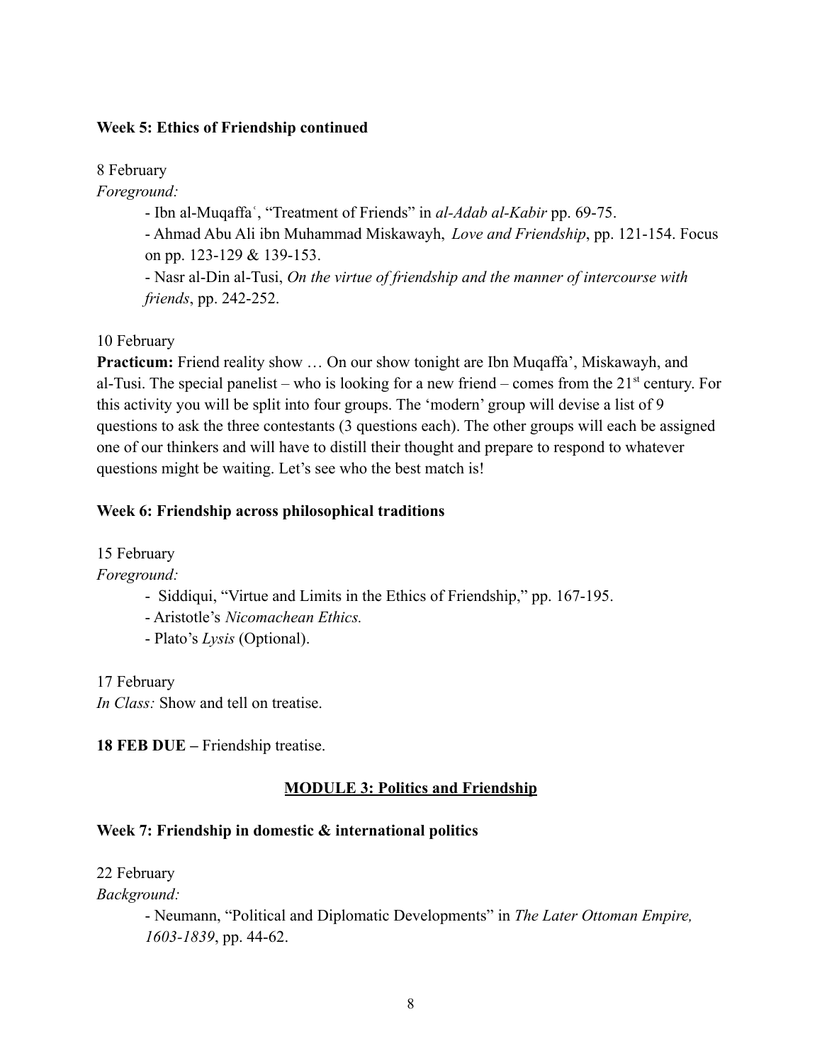**Week 5: Ethics of Friendship continued**

8 February

*Foreground:*

- Ibn al-Muqaffaʿ, "Treatment of Friends" in *al-Adab al-Kabir* pp. 69-75.
- Ahmad Abu Ali ibn Muhammad Miskawayh, *Love and Friendship*, pp. 121-154. Focus on pp. 123-129 & 139-153.
- Nasr al-Din al-Tusi, *On the virtue of friendship and the manner of intercourse with friends*, pp. 242-252.

10 February

**Practicum:** Friend reality show … On our show tonight are Ibn Muqaffa', Miskawayh, and al-Tusi. The special panelist – who is looking for a new friend – comes from the 21st century. For this activity you will be split into four groups. The 'modern' group will devise a list of 9 questions to ask the three contestants (3 questions each). The other groups will each be assigned one of our thinkers and will have to distill their thought and prepare to respond to whatever questions might be waiting. Let's see who the best match is!

**Week 6: Friendship across philosophical traditions**

15 February

*Foreground:*

- Siddiqui, "Virtue and Limits in the Ethics of Friendship," pp. 167-195.
- Aristotle's *Nicomachean Ethics.*
- Plato's *Lysis* (Optional).

17 February

*In Class:* Show and tell on treatise.

**18 FEB DUE –** Friendship treatise.

## MODULE 3: Politics and Friendship

**Week 7: Friendship in domestic & international politics**

22 February

*Background:*

- Neumann, "Political and Diplomatic Developments" in *The Later Ottoman Empire, 1603-1839*, pp. 44-62.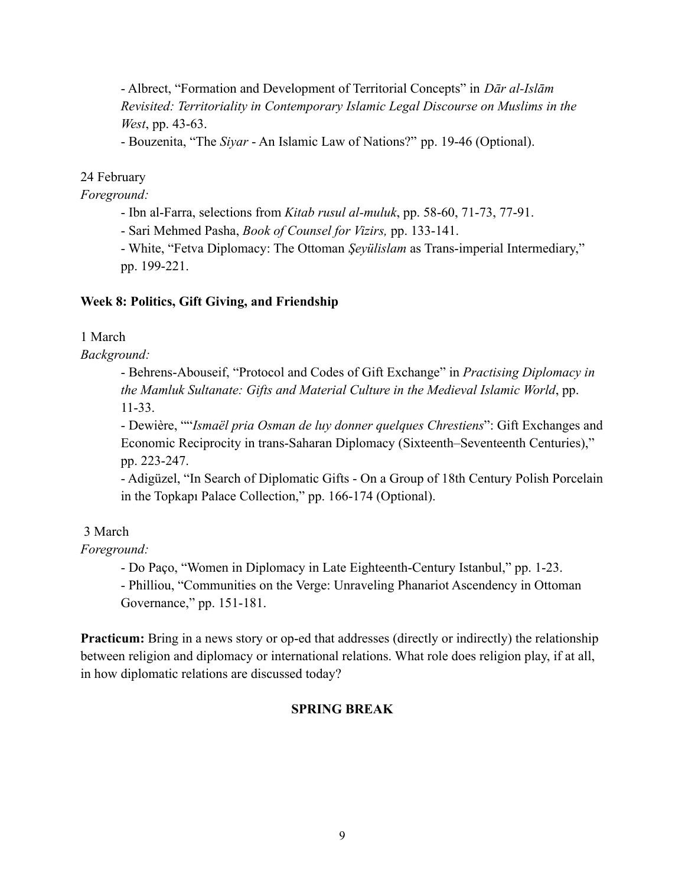- Albrect, "Formation and Development of Territorial Concepts" in *Dār al-Islām Revisited: Territoriality in Contemporary Islamic Legal Discourse on Muslims in the West*, pp. 43-63.

- Bouzenita, "The *Siyar* - An Islamic Law of Nations?" pp. 19-46 (Optional).

24 February

*Foreground:*

- Ibn al-Farra, selections from *Kitab rusul al-muluk*, pp. 58-60, 71-73, 77-91.
- Sari Mehmed Pasha, *Book of Counsel for Vizirs,* pp. 133-141.
- White, "Fetva Diplomacy: The Ottoman *Şeyülislam* as Trans-imperial Intermediary," pp. 199-221.

**Week 8: Politics, Gift Giving, and Friendship**

1 March

*Background:*

- Behrens-Abouseif, "Protocol and Codes of Gift Exchange" in *Practising Diplomacy in the Mamluk Sultanate: Gifts and Material Culture in the Medieval Islamic World*, pp. 11-33.
- Dewière, ""*Ismaël pria Osman de luy donner quelques Chrestiens*": Gift Exchanges and Economic Reciprocity in trans-Saharan Diplomacy (Sixteenth–Seventeenth Centuries)," pp. 223-247.
- Adigüzel, "In Search of Diplomatic Gifts - On a Group of 18th Century Polish Porcelain in the Topkapı Palace Collection," pp. 166-174 (Optional).

3 March

*Foreground:*

- Do Paço, "Women in Diplomacy in Late Eighteenth-Century Istanbul," pp. 1-23.
- Philliou, "Communities on the Verge: Unraveling Phanariot Ascendency in Ottoman Governance," pp. 151-181.

**Practicum:** Bring in a news story or op-ed that addresses (directly or indirectly) the relationship between religion and diplomacy or international relations. What role does religion play, if at all, in how diplomatic relations are discussed today?

**SPRING BREAK**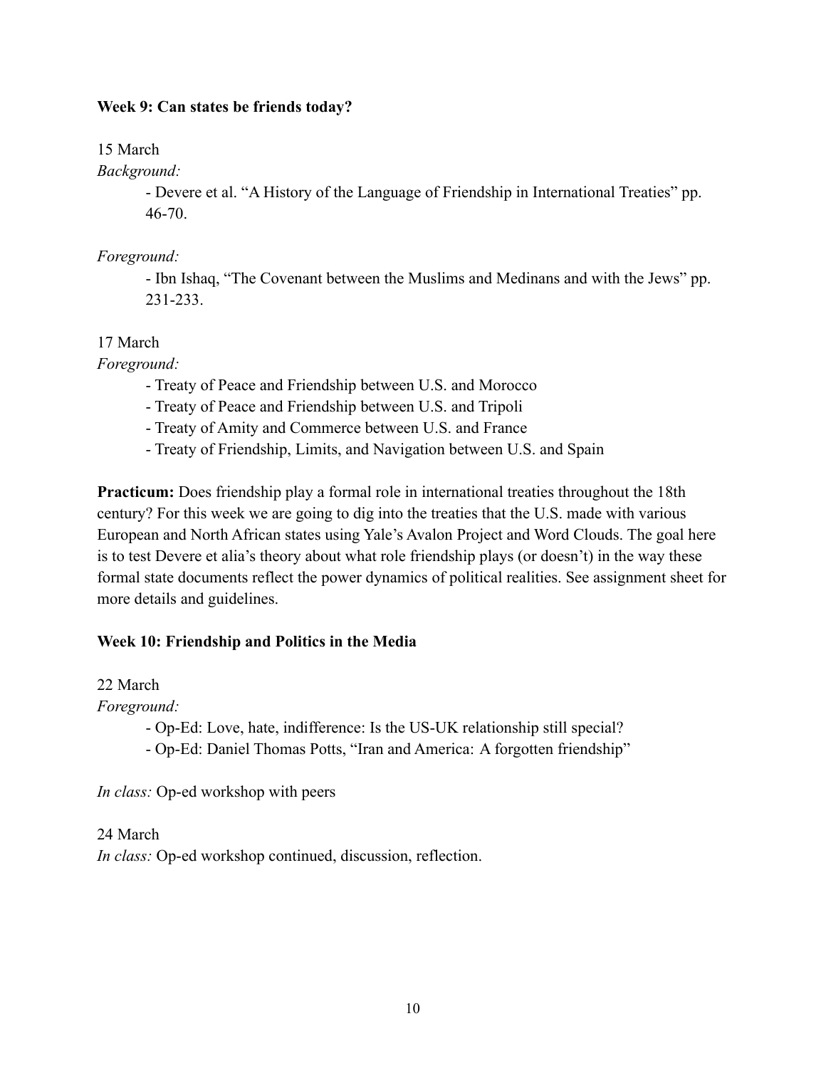**Week 9: Can states be friends today?**

15 March

*Background:*

- Devere et al. “A History of the Language of Friendship in International Treaties” pp. 46-70.

*Foreground:*

- Ibn Ishaq, “The Covenant between the Muslims and Medinans and with the Jews” pp. 231-233.

17 March

*Foreground:*

- Treaty of Peace and Friendship between U.S. and Morocco
- Treaty of Peace and Friendship between U.S. and Tripoli
- Treaty of Amity and Commerce between U.S. and France
- Treaty of Friendship, Limits, and Navigation between U.S. and Spain

**Practicum:** Does friendship play a formal role in international treaties throughout the 18th century? For this week we are going to dig into the treaties that the U.S. made with various European and North African states using Yale’s Avalon Project and Word Clouds. The goal here is to test Devere et alia’s theory about what role friendship plays (or doesn’t) in the way these formal state documents reflect the power dynamics of political realities. See assignment sheet for more details and guidelines.

**Week 10: Friendship and Politics in the Media**

22 March

*Foreground:*

- Op-Ed: Love, hate, indifference: Is the US-UK relationship still special?
- Op-Ed: Daniel Thomas Potts, “Iran and America: A forgotten friendship”

*In class:* Op-ed workshop with peers

24 March

*In class:* Op-ed workshop continued, discussion, reflection.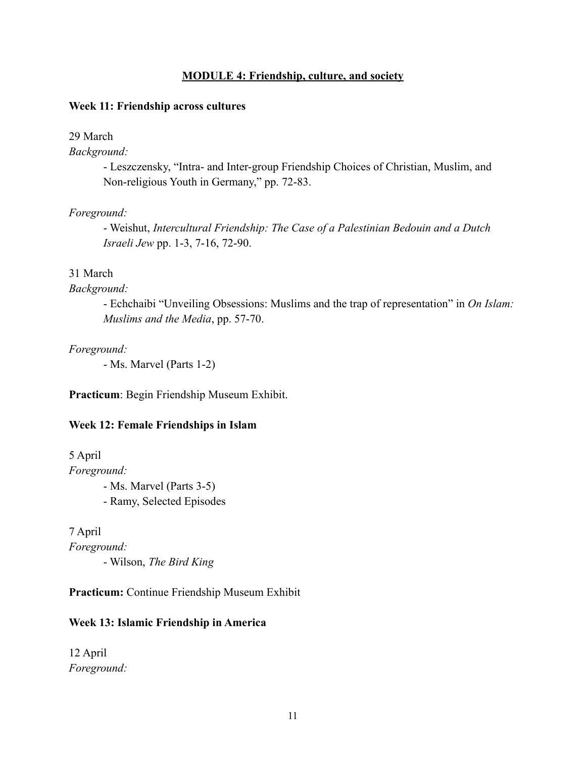## MODULE 4: Friendship, culture, and society

**Week 11: Friendship across cultures**

29 March

*Background:*

- Leszczensky, "Intra- and Inter-group Friendship Choices of Christian, Muslim, and Non-religious Youth in Germany," pp. 72-83.

*Foreground:*

- Weishut, *Intercultural Friendship: The Case of a Palestinian Bedouin and a Dutch Israeli Jew* pp. 1-3, 7-16, 72-90.

31 March

*Background:*

- Echchaibi "Unveiling Obsessions: Muslims and the trap of representation" in *On Islam: Muslims and the Media*, pp. 57-70.

*Foreground:*

- Ms. Marvel (Parts 1-2)

**Practicum**: Begin Friendship Museum Exhibit.

**Week 12: Female Friendships in Islam**

5 April

*Foreground:*

- Ms. Marvel (Parts 3-5)
- Ramy, Selected Episodes

7 April

*Foreground:*

- Wilson, *The Bird King*

**Practicum:** Continue Friendship Museum Exhibit

**Week 13: Islamic Friendship in America**

12 April

*Foreground:*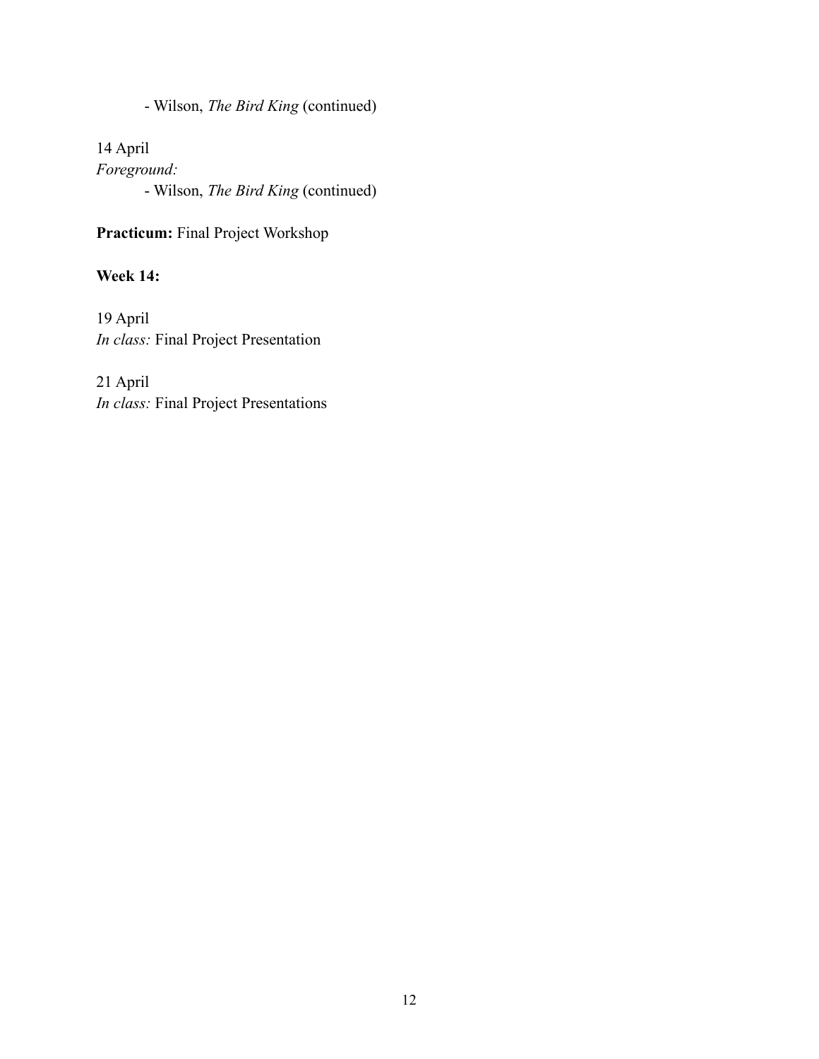- Wilson, *The Bird King* (continued)

14 April
*Foreground:*
- Wilson, *The Bird King* (continued)

**Practicum:** Final Project Workshop

**Week 14:**

19 April
*In class:* Final Project Presentation

21 April
*In class:* Final Project Presentations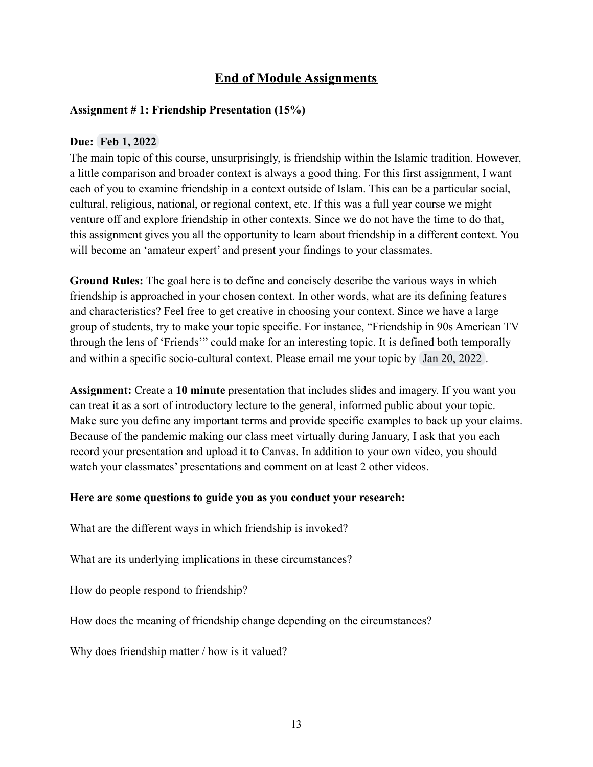## End of Module Assignments

**Assignment # 1: Friendship Presentation (15%)**

**Due: Feb 1, 2022**

The main topic of this course, unsurprisingly, is friendship within the Islamic tradition. However, a little comparison and broader context is always a good thing. For this first assignment, I want each of you to examine friendship in a context outside of Islam. This can be a particular social, cultural, religious, national, or regional context, etc. If this was a full year course we might venture off and explore friendship in other contexts. Since we do not have the time to do that, this assignment gives you all the opportunity to learn about friendship in a different context. You will become an 'amateur expert' and present your findings to your classmates.

**Ground Rules:** The goal here is to define and concisely describe the various ways in which friendship is approached in your chosen context. In other words, what are its defining features and characteristics? Feel free to get creative in choosing your context. Since we have a large group of students, try to make your topic specific. For instance, "Friendship in 90s American TV through the lens of 'Friends'" could make for an interesting topic. It is defined both temporally and within a specific socio-cultural context. Please email me your topic by Jan 20, 2022.

**Assignment:** Create a **10 minute** presentation that includes slides and imagery. If you want you can treat it as a sort of introductory lecture to the general, informed public about your topic. Make sure you define any important terms and provide specific examples to back up your claims. Because of the pandemic making our class meet virtually during January, I ask that you each record your presentation and upload it to Canvas. In addition to your own video, you should watch your classmates' presentations and comment on at least 2 other videos.

**Here are some questions to guide you as you conduct your research:**

What are the different ways in which friendship is invoked?

What are its underlying implications in these circumstances?

How do people respond to friendship?

How does the meaning of friendship change depending on the circumstances?

Why does friendship matter / how is it valued?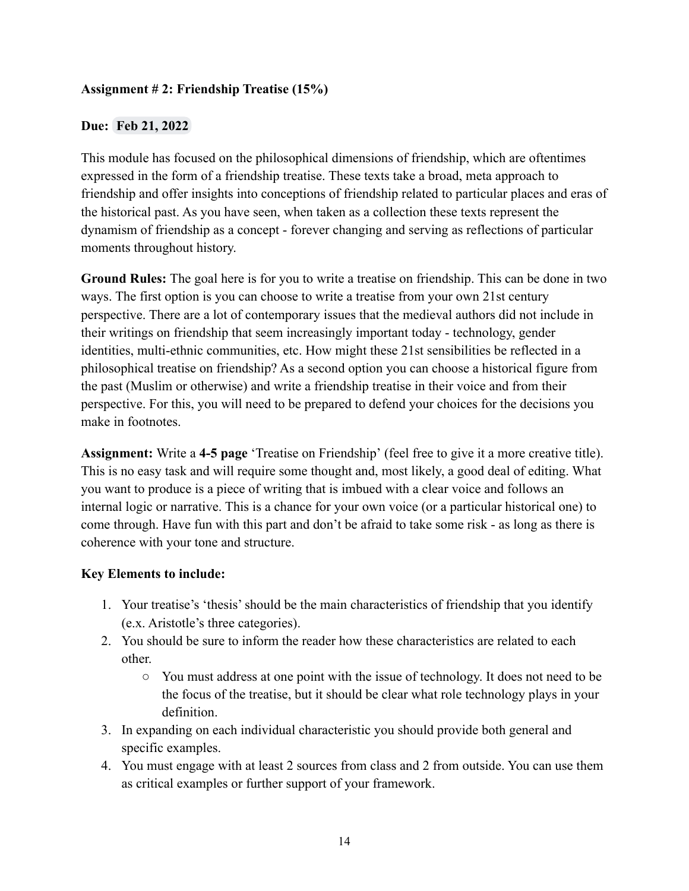**Assignment # 2: Friendship Treatise (15%)**

**Due: Feb 21, 2022**

This module has focused on the philosophical dimensions of friendship, which are oftentimes expressed in the form of a friendship treatise. These texts take a broad, meta approach to friendship and offer insights into conceptions of friendship related to particular places and eras of the historical past. As you have seen, when taken as a collection these texts represent the dynamism of friendship as a concept - forever changing and serving as reflections of particular moments throughout history.

**Ground Rules:** The goal here is for you to write a treatise on friendship. This can be done in two ways. The first option is you can choose to write a treatise from your own 21st century perspective. There are a lot of contemporary issues that the medieval authors did not include in their writings on friendship that seem increasingly important today - technology, gender identities, multi-ethnic communities, etc. How might these 21st sensibilities be reflected in a philosophical treatise on friendship? As a second option you can choose a historical figure from the past (Muslim or otherwise) and write a friendship treatise in their voice and from their perspective. For this, you will need to be prepared to defend your choices for the decisions you make in footnotes.

**Assignment:** Write a **4-5 page** 'Treatise on Friendship' (feel free to give it a more creative title). This is no easy task and will require some thought and, most likely, a good deal of editing. What you want to produce is a piece of writing that is imbued with a clear voice and follows an internal logic or narrative. This is a chance for your own voice (or a particular historical one) to come through. Have fun with this part and don't be afraid to take some risk - as long as there is coherence with your tone and structure.

**Key Elements to include:**

1. Your treatise's 'thesis' should be the main characteristics of friendship that you identify (e.x. Aristotle's three categories).
2. You should be sure to inform the reader how these characteristics are related to each other.
    - You must address at one point with the issue of technology. It does not need to be the focus of the treatise, but it should be clear what role technology plays in your definition.
3. In expanding on each individual characteristic you should provide both general and specific examples.
4. You must engage with at least 2 sources from class and 2 from outside. You can use them as critical examples or further support of your framework.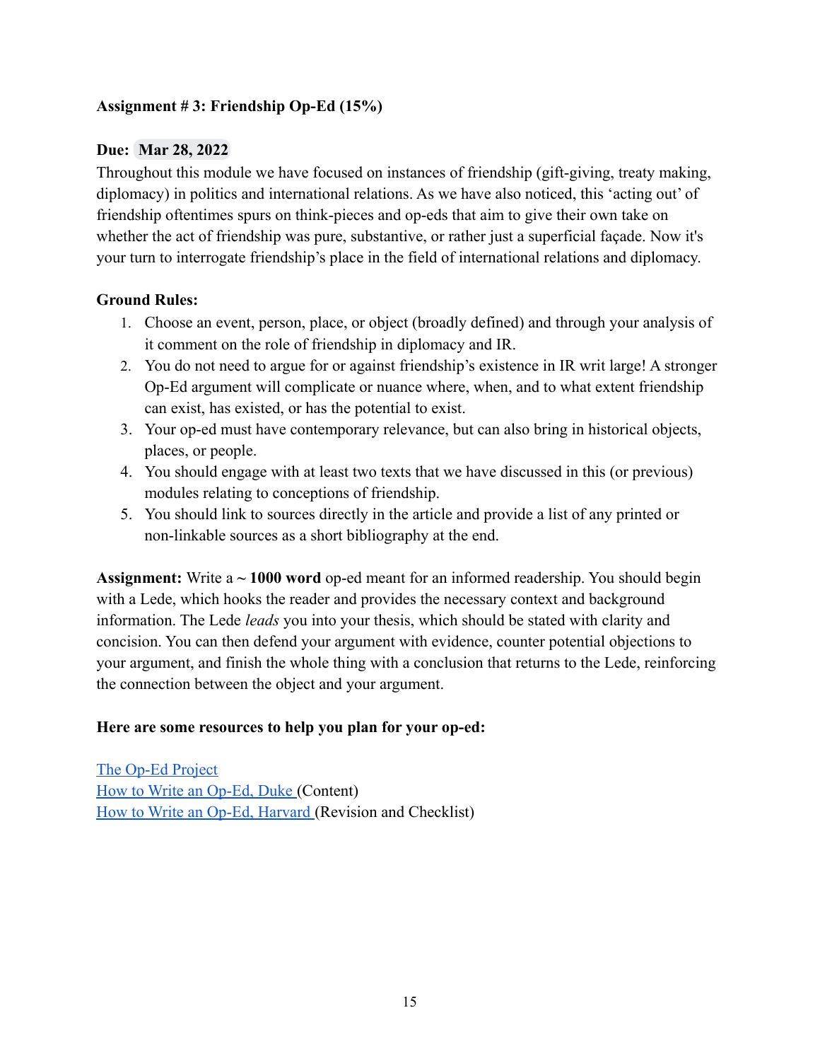**Assignment # 3: Friendship Op-Ed (15%)**

**Due: Mar 28, 2022**

Throughout this module we have focused on instances of friendship (gift-giving, treaty making, diplomacy) in politics and international relations. As we have also noticed, this 'acting out' of friendship oftentimes spurs on think-pieces and op-eds that aim to give their own take on whether the act of friendship was pure, substantive, or rather just a superficial façade. Now it's your turn to interrogate friendship's place in the field of international relations and diplomacy.

**Ground Rules:**

1. Choose an event, person, place, or object (broadly defined) and through your analysis of it comment on the role of friendship in diplomacy and IR.
2. You do not need to argue for or against friendship's existence in IR writ large! A stronger Op-Ed argument will complicate or nuance where, when, and to what extent friendship can exist, has existed, or has the potential to exist.
3. Your op-ed must have contemporary relevance, but can also bring in historical objects, places, or people.
4. You should engage with at least two texts that we have discussed in this (or previous) modules relating to conceptions of friendship.
5. You should link to sources directly in the article and provide a list of any printed or non-linkable sources as a short bibliography at the end.

**Assignment:** Write a **~ 1000 word** op-ed meant for an informed readership. You should begin with a Lede, which hooks the reader and provides the necessary context and background information. The Lede *leads* you into your thesis, which should be stated with clarity and concision. You can then defend your argument with evidence, counter potential objections to your argument, and finish the whole thing with a conclusion that returns to the Lede, reinforcing the connection between the object and your argument.

**Here are some resources to help you plan for your op-ed:**

The Op-Ed Project
How to Write an Op-Ed, Duke (Content)
How to Write an Op-Ed, Harvard (Revision and Checklist)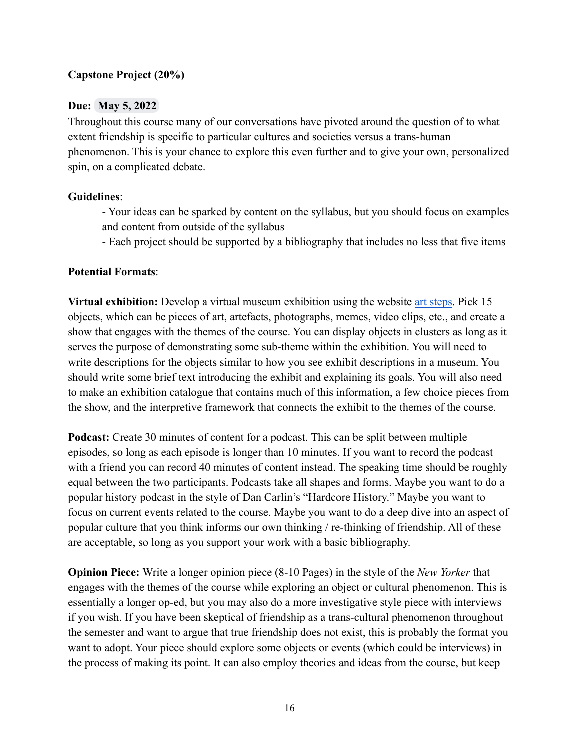**Capstone Project (20%)**

**Due: May 5, 2022**

Throughout this course many of our conversations have pivoted around the question of to what extent friendship is specific to particular cultures and societies versus a trans-human phenomenon. This is your chance to explore this even further and to give your own, personalized spin, on a complicated debate.

**Guidelines**:

- Your ideas can be sparked by content on the syllabus, but you should focus on examples and content from outside of the syllabus
- Each project should be supported by a bibliography that includes no less that five items

**Potential Formats**:

**Virtual exhibition:** Develop a virtual museum exhibition using the website art steps. Pick 15 objects, which can be pieces of art, artefacts, photographs, memes, video clips, etc., and create a show that engages with the themes of the course. You can display objects in clusters as long as it serves the purpose of demonstrating some sub-theme within the exhibition. You will need to write descriptions for the objects similar to how you see exhibit descriptions in a museum. You should write some brief text introducing the exhibit and explaining its goals. You will also need to make an exhibition catalogue that contains much of this information, a few choice pieces from the show, and the interpretive framework that connects the exhibit to the themes of the course.

**Podcast:** Create 30 minutes of content for a podcast. This can be split between multiple episodes, so long as each episode is longer than 10 minutes. If you want to record the podcast with a friend you can record 40 minutes of content instead. The speaking time should be roughly equal between the two participants. Podcasts take all shapes and forms. Maybe you want to do a popular history podcast in the style of Dan Carlin's "Hardcore History." Maybe you want to focus on current events related to the course. Maybe you want to do a deep dive into an aspect of popular culture that you think informs our own thinking / re-thinking of friendship. All of these are acceptable, so long as you support your work with a basic bibliography.

**Opinion Piece:** Write a longer opinion piece (8-10 Pages) in the style of the *New Yorker* that engages with the themes of the course while exploring an object or cultural phenomenon. This is essentially a longer op-ed, but you may also do a more investigative style piece with interviews if you wish. If you have been skeptical of friendship as a trans-cultural phenomenon throughout the semester and want to argue that true friendship does not exist, this is probably the format you want to adopt. Your piece should explore some objects or events (which could be interviews) in the process of making its point. It can also employ theories and ideas from the course, but keep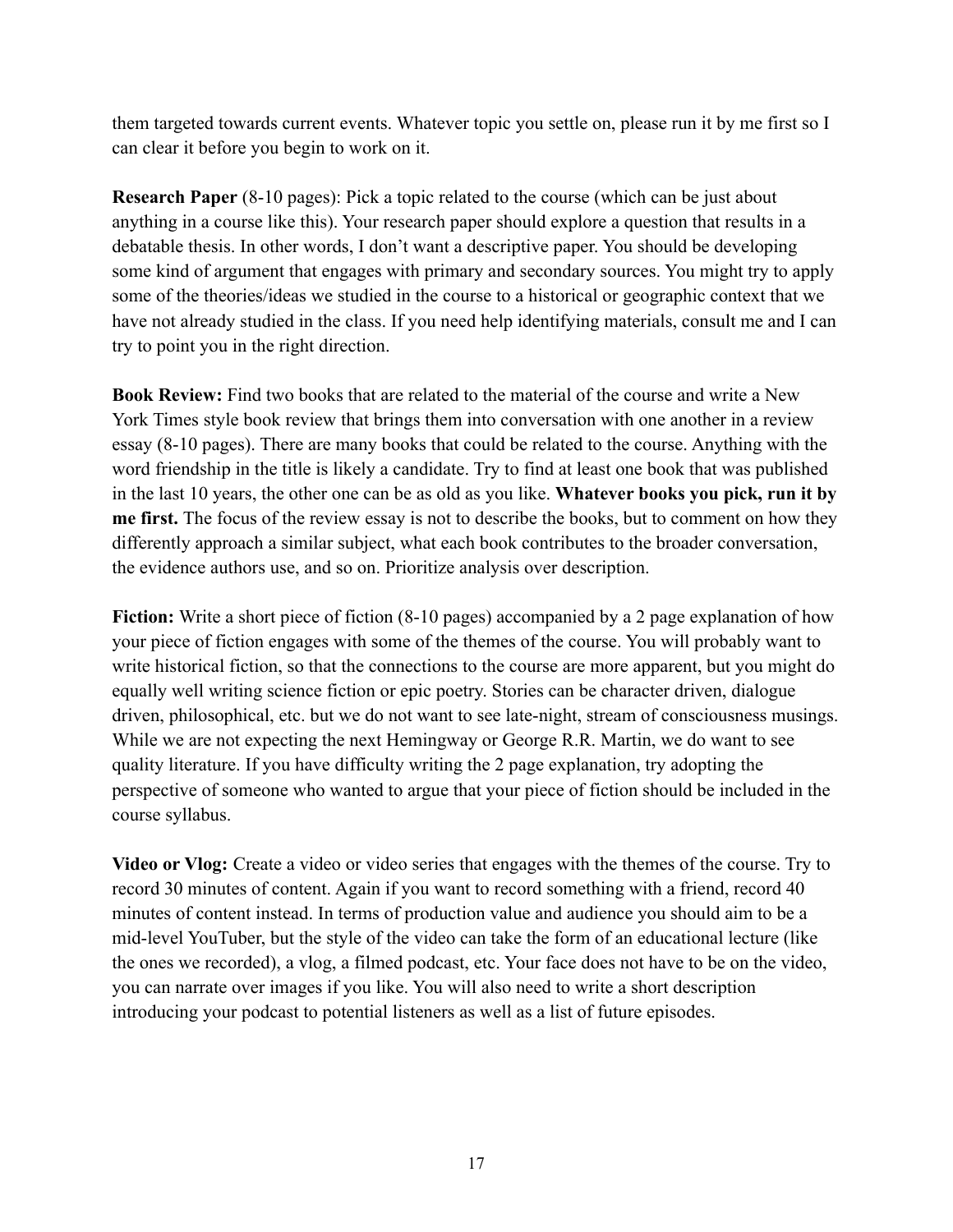them targeted towards current events. Whatever topic you settle on, please run it by me first so I can clear it before you begin to work on it.

**Research Paper** (8-10 pages): Pick a topic related to the course (which can be just about anything in a course like this). Your research paper should explore a question that results in a debatable thesis. In other words, I don't want a descriptive paper. You should be developing some kind of argument that engages with primary and secondary sources. You might try to apply some of the theories/ideas we studied in the course to a historical or geographic context that we have not already studied in the class. If you need help identifying materials, consult me and I can try to point you in the right direction.

**Book Review:** Find two books that are related to the material of the course and write a New York Times style book review that brings them into conversation with one another in a review essay (8-10 pages). There are many books that could be related to the course. Anything with the word friendship in the title is likely a candidate. Try to find at least one book that was published in the last 10 years, the other one can be as old as you like. **Whatever books you pick, run it by me first.** The focus of the review essay is not to describe the books, but to comment on how they differently approach a similar subject, what each book contributes to the broader conversation, the evidence authors use, and so on. Prioritize analysis over description.

**Fiction:** Write a short piece of fiction (8-10 pages) accompanied by a 2 page explanation of how your piece of fiction engages with some of the themes of the course. You will probably want to write historical fiction, so that the connections to the course are more apparent, but you might do equally well writing science fiction or epic poetry. Stories can be character driven, dialogue driven, philosophical, etc. but we do not want to see late-night, stream of consciousness musings. While we are not expecting the next Hemingway or George R.R. Martin, we do want to see quality literature. If you have difficulty writing the 2 page explanation, try adopting the perspective of someone who wanted to argue that your piece of fiction should be included in the course syllabus.

**Video or Vlog:** Create a video or video series that engages with the themes of the course. Try to record 30 minutes of content. Again if you want to record something with a friend, record 40 minutes of content instead. In terms of production value and audience you should aim to be a mid-level YouTuber, but the style of the video can take the form of an educational lecture (like the ones we recorded), a vlog, a filmed podcast, etc. Your face does not have to be on the video, you can narrate over images if you like. You will also need to write a short description introducing your podcast to potential listeners as well as a list of future episodes.